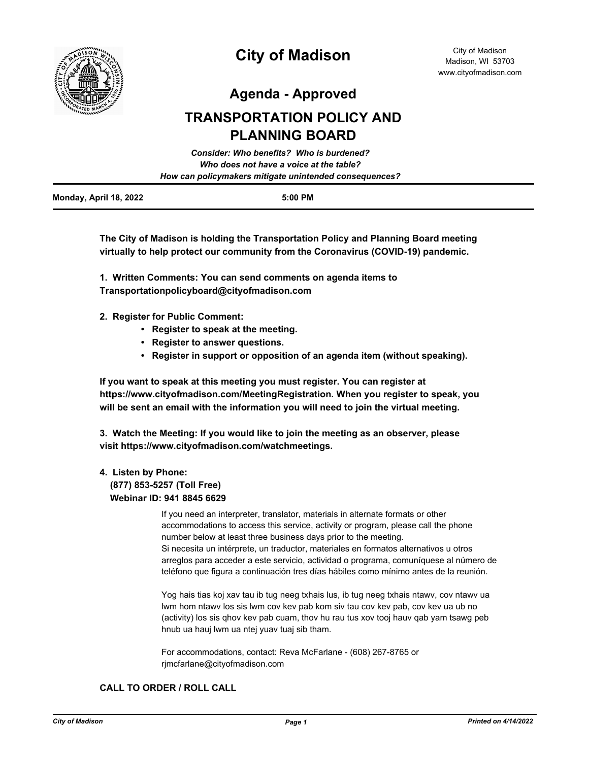# City of Madison

City of Madison
Madison, WI 53703
www.cityofmadison.com

## Agenda - Approved

## TRANSPORTATION POLICY AND PLANNING BOARD

***Consider: Who benefits? Who is burdened?***
***Who does not have a voice at the table?***
***How can policymakers mitigate unintended consequences?***

**Monday, April 18, 2022** **5:00 PM**

**The City of Madison is holding the Transportation Policy and Planning Board meeting virtually to help protect our community from the Coronavirus (COVID-19) pandemic.**

**1. Written Comments: You can send comments on agenda items to Transportationpolicyboard@cityofmadison.com**

**2. Register for Public Comment:**

- **Register to speak at the meeting.**
- **Register to answer questions.**
- **Register in support or opposition of an agenda item (without speaking).**

**If you want to speak at this meeting you must register. You can register at https://www.cityofmadison.com/MeetingRegistration. When you register to speak, you will be sent an email with the information you will need to join the virtual meeting.**

**3. Watch the Meeting: If you would like to join the meeting as an observer, please visit https://www.cityofmadison.com/watchmeetings.**

**4. Listen by Phone:**
**(877) 853-5257 (Toll Free)**
**Webinar ID: 941 8845 6629**

If you need an interpreter, translator, materials in alternate formats or other accommodations to access this service, activity or program, please call the phone number below at least three business days prior to the meeting.
Si necesita un intérprete, un traductor, materiales en formatos alternativos u otros arreglos para acceder a este servicio, actividad o programa, comuníquese al número de teléfono que figura a continuación tres días hábiles como mínimo antes de la reunión.

Yog hais tias koj xav tau ib tug neeg txhais lus, ib tug neeg txhais ntawv, cov ntawv ua lwm hom ntawv los sis lwm cov kev pab kom siv tau cov kev pab, cov kev ua ub no (activity) los sis qhov kev pab cuam, thov hu rau tus xov tooj hauv qab yam tsawg peb hnub ua hauj lwm ua ntej yuav tuaj sib tham.

For accommodations, contact: Reva McFarlane - (608) 267-8765 or rjmcfarlane@cityofmadison.com

**CALL TO ORDER / ROLL CALL**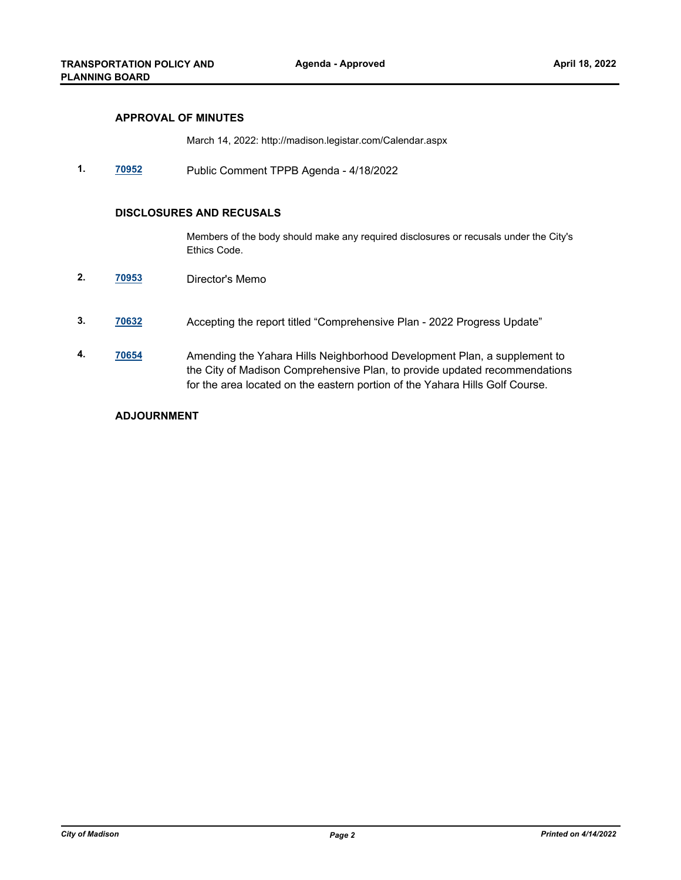## APPROVAL OF MINUTES

March 14, 2022: http://madison.legistar.com/Calendar.aspx

1. **70952** Public Comment TPPB Agenda - 4/18/2022

## DISCLOSURES AND RECUSALS

Members of the body should make any required disclosures or recusals under the City's Ethics Code.

2. **70953** Director's Memo

3. **70632** Accepting the report titled “Comprehensive Plan - 2022 Progress Update”

4. **70654** Amending the Yahara Hills Neighborhood Development Plan, a supplement to the City of Madison Comprehensive Plan, to provide updated recommendations for the area located on the eastern portion of the Yahara Hills Golf Course.

## ADJOURNMENT